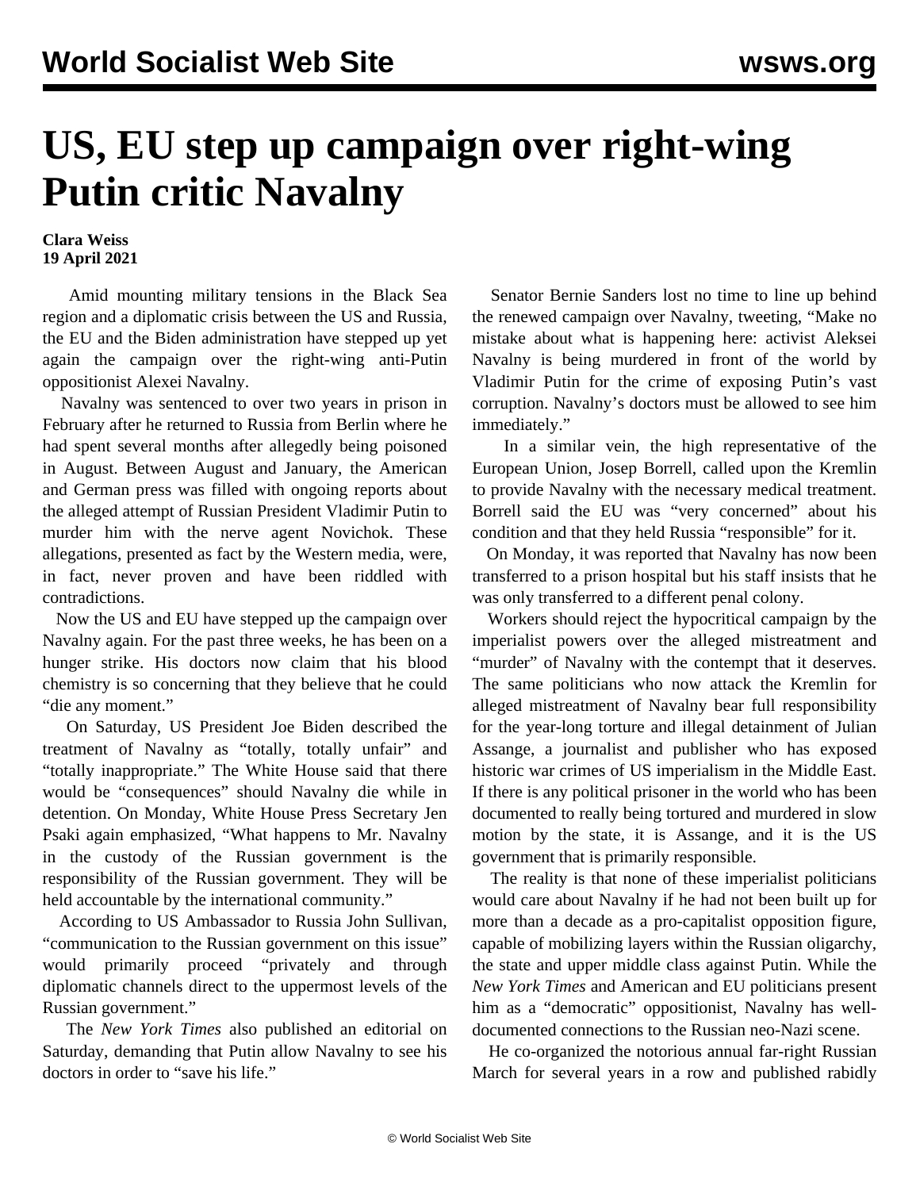# US, EU step up campaign over right-wing Putin critic Navalny

**Clara Weiss**
**19 April 2021**

Amid mounting military tensions in the Black Sea region and a diplomatic crisis between the US and Russia, the EU and the Biden administration have stepped up yet again the campaign over the right-wing anti-Putin oppositionist Alexei Navalny.

Navalny was sentenced to over two years in prison in February after he returned to Russia from Berlin where he had spent several months after allegedly being poisoned in August. Between August and January, the American and German press was filled with ongoing reports about the alleged attempt of Russian President Vladimir Putin to murder him with the nerve agent Novichok. These allegations, presented as fact by the Western media, were, in fact, never proven and have been riddled with contradictions.

Now the US and EU have stepped up the campaign over Navalny again. For the past three weeks, he has been on a hunger strike. His doctors now claim that his blood chemistry is so concerning that they believe that he could "die any moment."

On Saturday, US President Joe Biden described the treatment of Navalny as "totally, totally unfair" and "totally inappropriate." The White House said that there would be "consequences" should Navalny die while in detention. On Monday, White House Press Secretary Jen Psaki again emphasized, "What happens to Mr. Navalny in the custody of the Russian government is the responsibility of the Russian government. They will be held accountable by the international community."

According to US Ambassador to Russia John Sullivan, "communication to the Russian government on this issue" would primarily proceed "privately and through diplomatic channels direct to the uppermost levels of the Russian government."

The *New York Times* also published an editorial on Saturday, demanding that Putin allow Navalny to see his doctors in order to "save his life."

Senator Bernie Sanders lost no time to line up behind the renewed campaign over Navalny, tweeting, "Make no mistake about what is happening here: activist Aleksei Navalny is being murdered in front of the world by Vladimir Putin for the crime of exposing Putin's vast corruption. Navalny's doctors must be allowed to see him immediately."

In a similar vein, the high representative of the European Union, Josep Borrell, called upon the Kremlin to provide Navalny with the necessary medical treatment. Borrell said the EU was "very concerned" about his condition and that they held Russia "responsible" for it.

On Monday, it was reported that Navalny has now been transferred to a prison hospital but his staff insists that he was only transferred to a different penal colony.

Workers should reject the hypocritical campaign by the imperialist powers over the alleged mistreatment and "murder" of Navalny with the contempt that it deserves. The same politicians who now attack the Kremlin for alleged mistreatment of Navalny bear full responsibility for the year-long torture and illegal detainment of Julian Assange, a journalist and publisher who has exposed historic war crimes of US imperialism in the Middle East. If there is any political prisoner in the world who has been documented to really being tortured and murdered in slow motion by the state, it is Assange, and it is the US government that is primarily responsible.

The reality is that none of these imperialist politicians would care about Navalny if he had not been built up for more than a decade as a pro-capitalist opposition figure, capable of mobilizing layers within the Russian oligarchy, the state and upper middle class against Putin. While the *New York Times* and American and EU politicians present him as a "democratic" oppositionist, Navalny has well-documented connections to the Russian neo-Nazi scene.

He co-organized the notorious annual far-right Russian March for several years in a row and published rabidly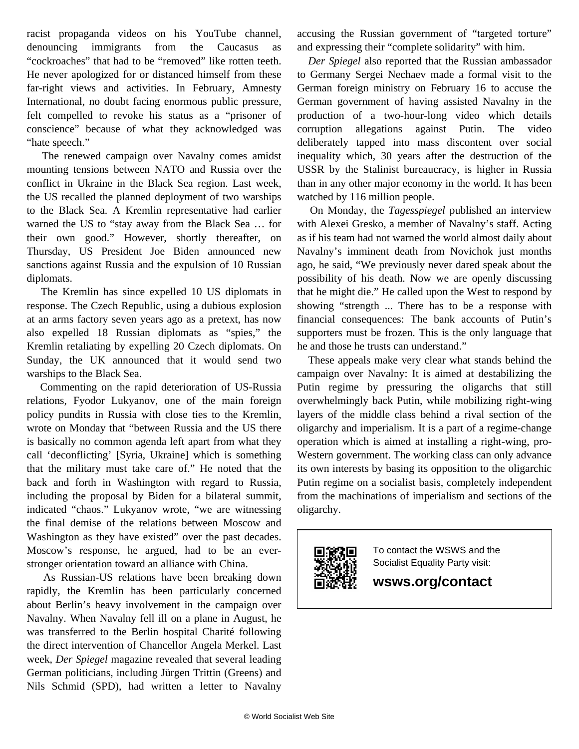racist propaganda videos on his YouTube channel, denouncing immigrants from the Caucasus as "cockroaches" that had to be "removed" like rotten teeth. He never apologized for or distanced himself from these far-right views and activities. In February, Amnesty International, no doubt facing enormous public pressure, felt compelled to revoke his status as a "prisoner of conscience" because of what they acknowledged was "hate speech."

The renewed campaign over Navalny comes amidst mounting tensions between NATO and Russia over the conflict in Ukraine in the Black Sea region. Last week, the US recalled the planned deployment of two warships to the Black Sea. A Kremlin representative had earlier warned the US to "stay away from the Black Sea … for their own good." However, shortly thereafter, on Thursday, US President Joe Biden announced new sanctions against Russia and the expulsion of 10 Russian diplomats.

The Kremlin has since expelled 10 US diplomats in response. The Czech Republic, using a dubious explosion at an arms factory seven years ago as a pretext, has now also expelled 18 Russian diplomats as "spies," the Kremlin retaliating by expelling 20 Czech diplomats. On Sunday, the UK announced that it would send two warships to the Black Sea.

Commenting on the rapid deterioration of US-Russia relations, Fyodor Lukyanov, one of the main foreign policy pundits in Russia with close ties to the Kremlin, wrote on Monday that "between Russia and the US there is basically no common agenda left apart from what they call 'deconflicting' [Syria, Ukraine] which is something that the military must take care of." He noted that the back and forth in Washington with regard to Russia, including the proposal by Biden for a bilateral summit, indicated "chaos." Lukyanov wrote, "we are witnessing the final demise of the relations between Moscow and Washington as they have existed" over the past decades. Moscow's response, he argued, had to be an ever-stronger orientation toward an alliance with China.

As Russian-US relations have been breaking down rapidly, the Kremlin has been particularly concerned about Berlin's heavy involvement in the campaign over Navalny. When Navalny fell ill on a plane in August, he was transferred to the Berlin hospital Charité following the direct intervention of Chancellor Angela Merkel. Last week, *Der Spiegel* magazine revealed that several leading German politicians, including Jürgen Trittin (Greens) and Nils Schmid (SPD), had written a letter to Navalny accusing the Russian government of "targeted torture" and expressing their "complete solidarity" with him.

*Der Spiegel* also reported that the Russian ambassador to Germany Sergei Nechaev made a formal visit to the German foreign ministry on February 16 to accuse the German government of having assisted Navalny in the production of a two-hour-long video which details corruption allegations against Putin. The video deliberately tapped into mass discontent over social inequality which, 30 years after the destruction of the USSR by the Stalinist bureaucracy, is higher in Russia than in any other major economy in the world. It has been watched by 116 million people.

On Monday, the *Tagesspiegel* published an interview with Alexei Gresko, a member of Navalny's staff. Acting as if his team had not warned the world almost daily about Navalny's imminent death from Novichok just months ago, he said, "We previously never dared speak about the possibility of his death. Now we are openly discussing that he might die." He called upon the West to respond by showing "strength ... There has to be a response with financial consequences: The bank accounts of Putin's supporters must be frozen. This is the only language that he and those he trusts can understand."

These appeals make very clear what stands behind the campaign over Navalny: It is aimed at destabilizing the Putin regime by pressuring the oligarchs that still overwhelmingly back Putin, while mobilizing right-wing layers of the middle class behind a rival section of the oligarchy and imperialism. It is a part of a regime-change operation which is aimed at installing a right-wing, pro-Western government. The working class can only advance its own interests by basing its opposition to the oligarchic Putin regime on a socialist basis, completely independent from the machinations of imperialism and sections of the oligarchy.

To contact the WSWS and the Socialist Equality Party visit:

**wsws.org/contact**